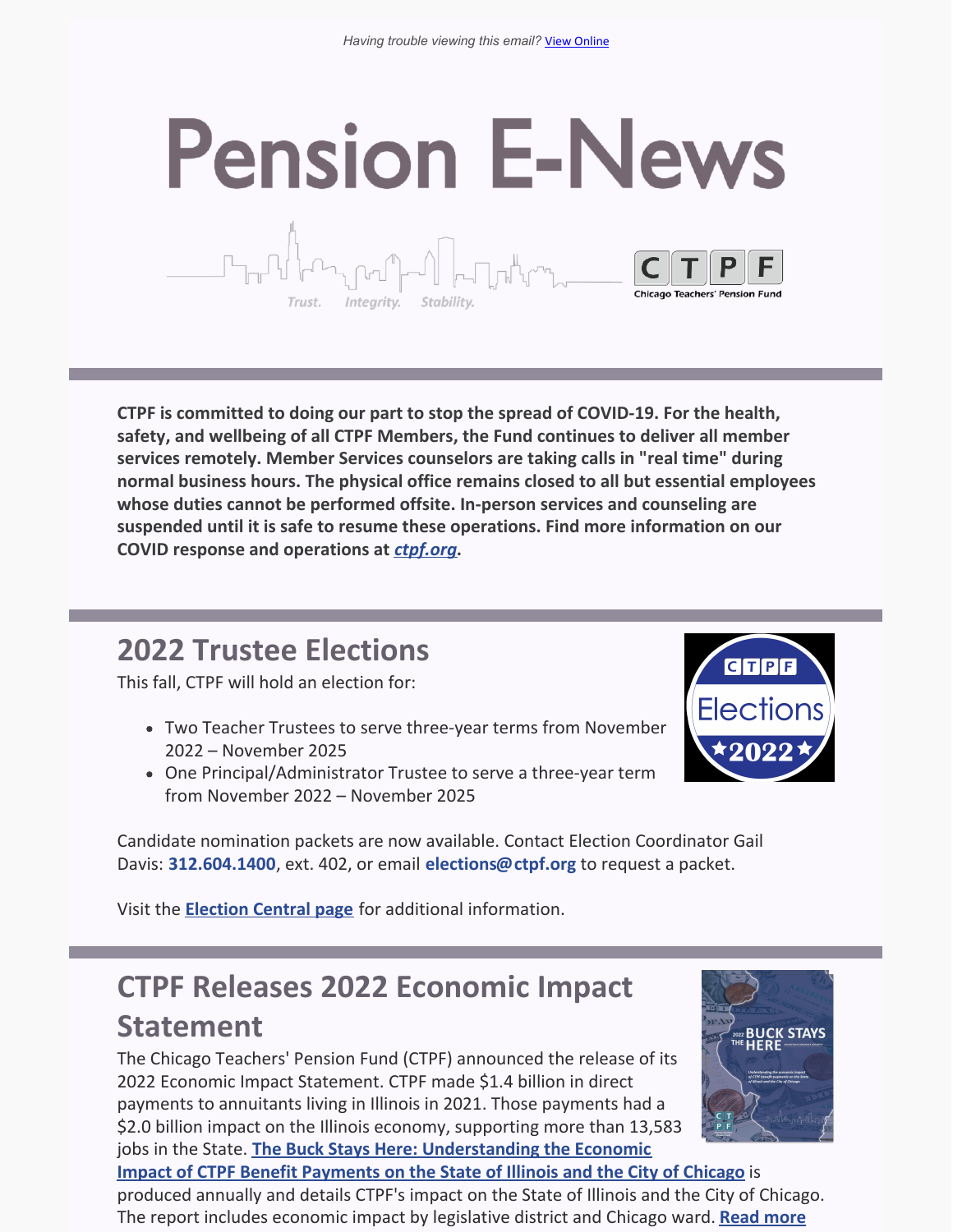Having trouble viewing this email? [View Online]

# Pension E-News

Trust. Integrity. Stability.

CTPF Chicago Teachers' Pension Fund

**CTPF is committed to doing our part to stop the spread of COVID-19. For the health, safety, and wellbeing of all CTPF Members, the Fund continues to deliver all member services remotely. Member Services counselors are taking calls in "real time" during normal business hours. The physical office remains closed to all but essential employees whose duties cannot be performed offsite. In-person services and counseling are suspended until it is safe to resume these operations. Find more information on our COVID response and operations at *ctpf.org*.**

## 2022 Trustee Elections

This fall, CTPF will hold an election for:

- Two Teacher Trustees to serve three-year terms from November 2022 – November 2025
- One Principal/Administrator Trustee to serve a three-year term from November 2022 – November 2025

Candidate nomination packets are now available. Contact Election Coordinator Gail Davis: **312.604.1400**, ext. 402, or email **elections@ctpf.org** to request a packet.

Visit the **Election Central page** for additional information.

## CTPF Releases 2022 Economic Impact Statement

The Chicago Teachers' Pension Fund (CTPF) announced the release of its 2022 Economic Impact Statement. CTPF made $1.4 billion in direct payments to annuitants living in Illinois in 2021. Those payments had a $2.0 billion impact on the Illinois economy, supporting more than 13,583 jobs in the State. **The Buck Stays Here: Understanding the Economic Impact of CTPF Benefit Payments on the State of Illinois and the City of Chicago** is produced annually and details CTPF's impact on the State of Illinois and the City of Chicago. The report includes economic impact by legislative district and Chicago ward. **Read more**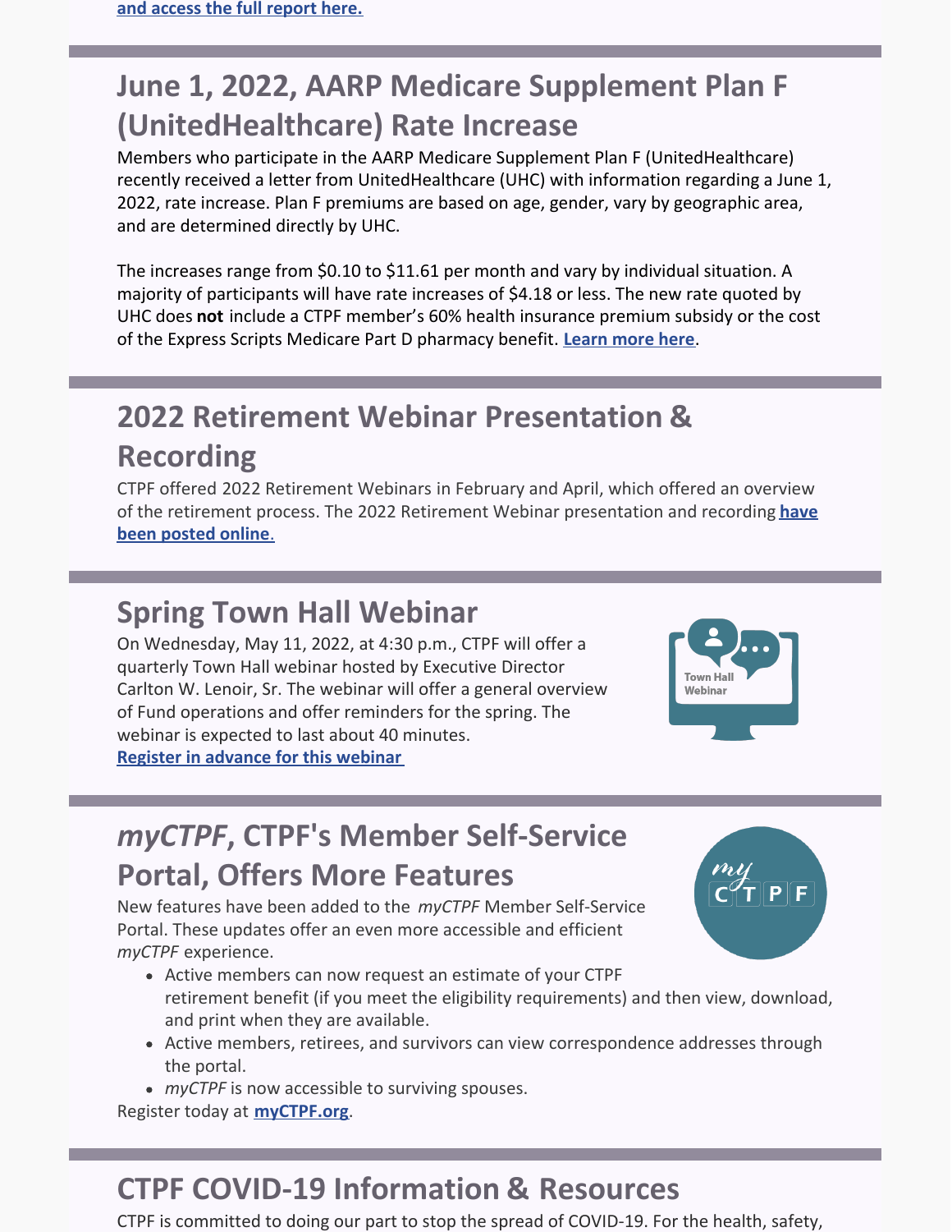and access the full report here.

## June 1, 2022, AARP Medicare Supplement Plan F (UnitedHealthcare) Rate Increase

Members who participate in the AARP Medicare Supplement Plan F (UnitedHealthcare) recently received a letter from UnitedHealthcare (UHC) with information regarding a June 1, 2022, rate increase. Plan F premiums are based on age, gender, vary by geographic area, and are determined directly by UHC.

The increases range from $0.10 to $11.61 per month and vary by individual situation. A majority of participants will have rate increases of $4.18 or less. The new rate quoted by UHC does **not** include a CTPF member's 60% health insurance premium subsidy or the cost of the Express Scripts Medicare Part D pharmacy benefit. **Learn more here**.

## 2022 Retirement Webinar Presentation & Recording

CTPF offered 2022 Retirement Webinars in February and April, which offered an overview of the retirement process. The 2022 Retirement Webinar presentation and recording **have been posted online**.

## Spring Town Hall Webinar

On Wednesday, May 11, 2022, at 4:30 p.m., CTPF will offer a quarterly Town Hall webinar hosted by Executive Director Carlton W. Lenoir, Sr. The webinar will offer a general overview of Fund operations and offer reminders for the spring. The webinar is expected to last about 40 minutes.

**Register in advance for this webinar**

## *myCTPF*, CTPF's Member Self-Service Portal, Offers More Features

New features have been added to the *myCTPF* Member Self-Service Portal. These updates offer an even more accessible and efficient *myCTPF* experience.

- Active members can now request an estimate of your CTPF retirement benefit (if you meet the eligibility requirements) and then view, download, and print when they are available.
- Active members, retirees, and survivors can view correspondence addresses through the portal.
- *myCTPF* is now accessible to surviving spouses.

Register today at **myCTPF.org**.

## CTPF COVID-19 Information & Resources

CTPF is committed to doing our part to stop the spread of COVID-19. For the health, safety,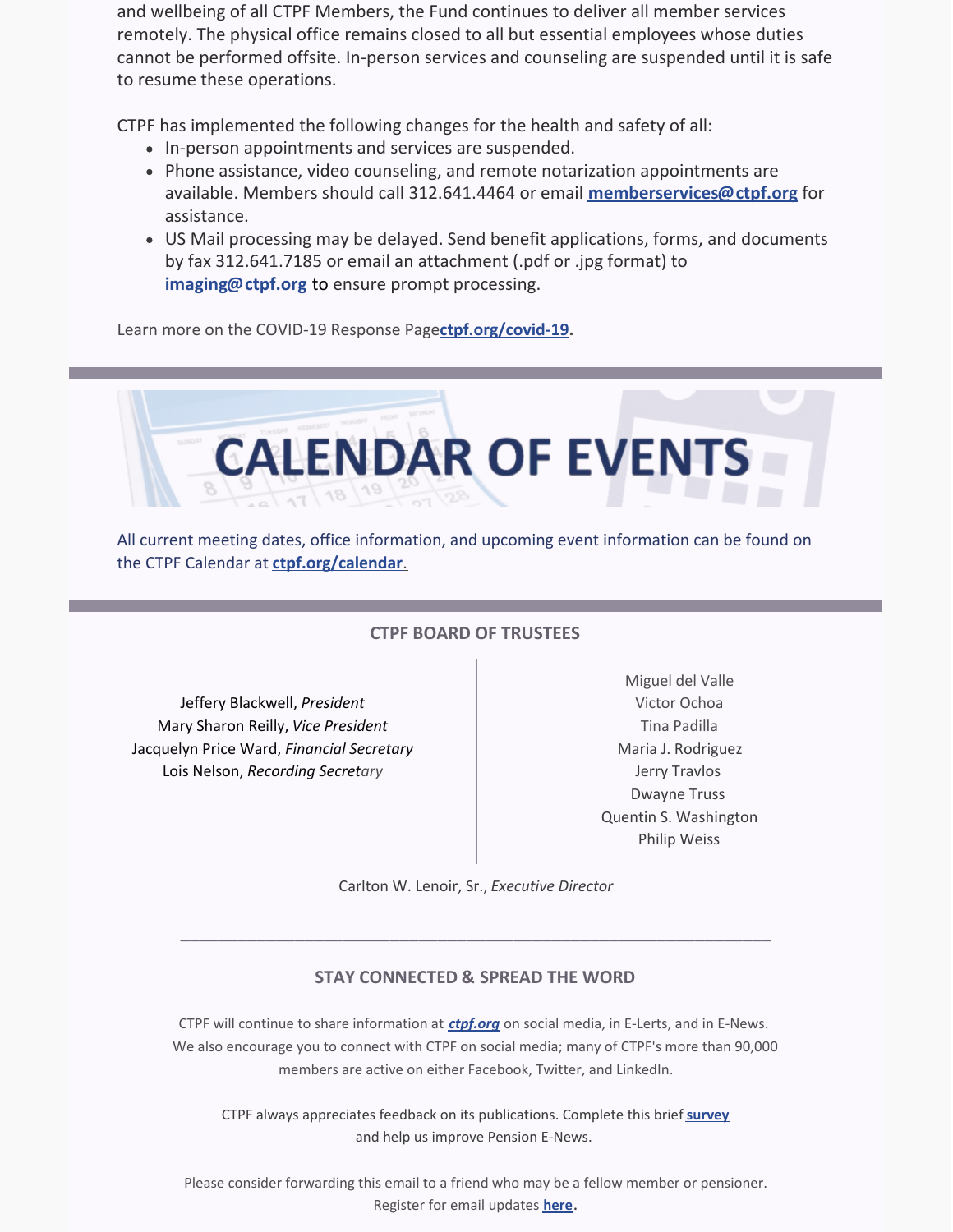and wellbeing of all CTPF Members, the Fund continues to deliver all member services remotely. The physical office remains closed to all but essential employees whose duties cannot be performed offsite. In-person services and counseling are suspended until it is safe to resume these operations.

CTPF has implemented the following changes for the health and safety of all:

- In-person appointments and services are suspended.
- Phone assistance, video counseling, and remote notarization appointments are available. Members should call 312.641.4464 or email **memberservices@ctpf.org** for assistance.
- US Mail processing may be delayed. Send benefit applications, forms, and documents by fax 312.641.7185 or email an attachment (.pdf or .jpg format) to **imaging@ctpf.org** to ensure prompt processing.

Learn more on the COVID-19 Response Page**ctpf.org/covid-19.**

# CALENDAR OF EVENTS

All current meeting dates, office information, and upcoming event information can be found on the CTPF Calendar at **ctpf.org/calendar**.

### CTPF BOARD OF TRUSTEES

Jeffery Blackwell, *President*
Mary Sharon Reilly, *Vice President*
Jacquelyn Price Ward, *Financial Secretary*
Lois Nelson, *Recording Secretary*

Miguel del Valle
Victor Ochoa
Tina Padilla
Maria J. Rodriguez
Jerry Travlos
Dwayne Truss
Quentin S. Washington
Philip Weiss

Carlton W. Lenoir, Sr., *Executive Director*

---

### STAY CONNECTED & SPREAD THE WORD

CTPF will continue to share information at ***ctpf.org*** on social media, in E-Lerts, and in E-News. We also encourage you to connect with CTPF on social media; many of CTPF's more than 90,000 members are active on either Facebook, Twitter, and LinkedIn.

CTPF always appreciates feedback on its publications. Complete this brief **survey** and help us improve Pension E-News.

Please consider forwarding this email to a friend who may be a fellow member or pensioner. Register for email updates **here.**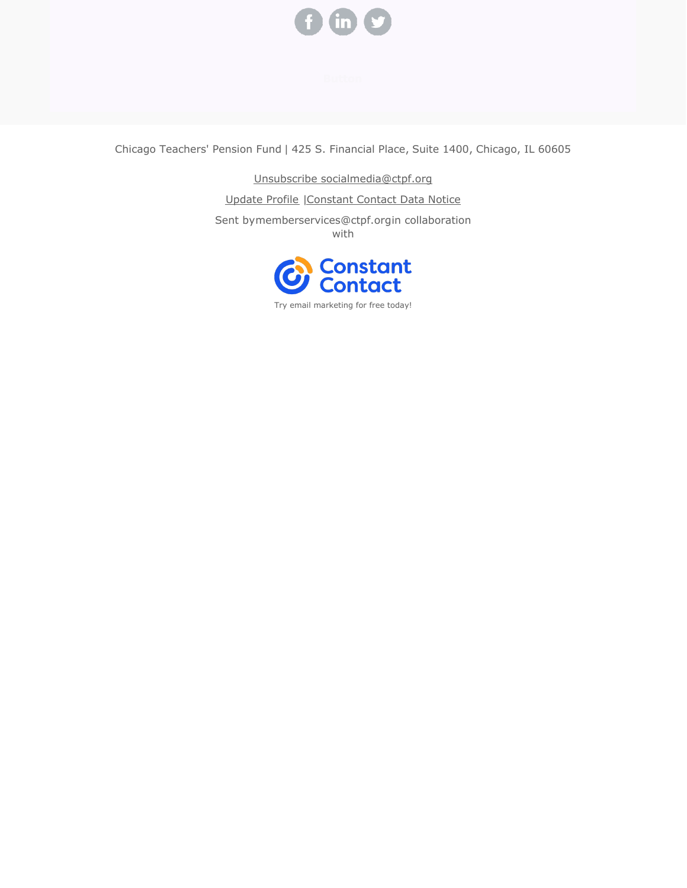Button

Chicago Teachers' Pension Fund | 425 S. Financial Place, Suite 1400, Chicago, IL 60605

Unsubscribe socialmedia@ctpf.org

Update Profile |Constant Contact Data Notice

Sent bymemberservices@ctpf.orgin collaboration with

Constant Contact

Try email marketing for free today!